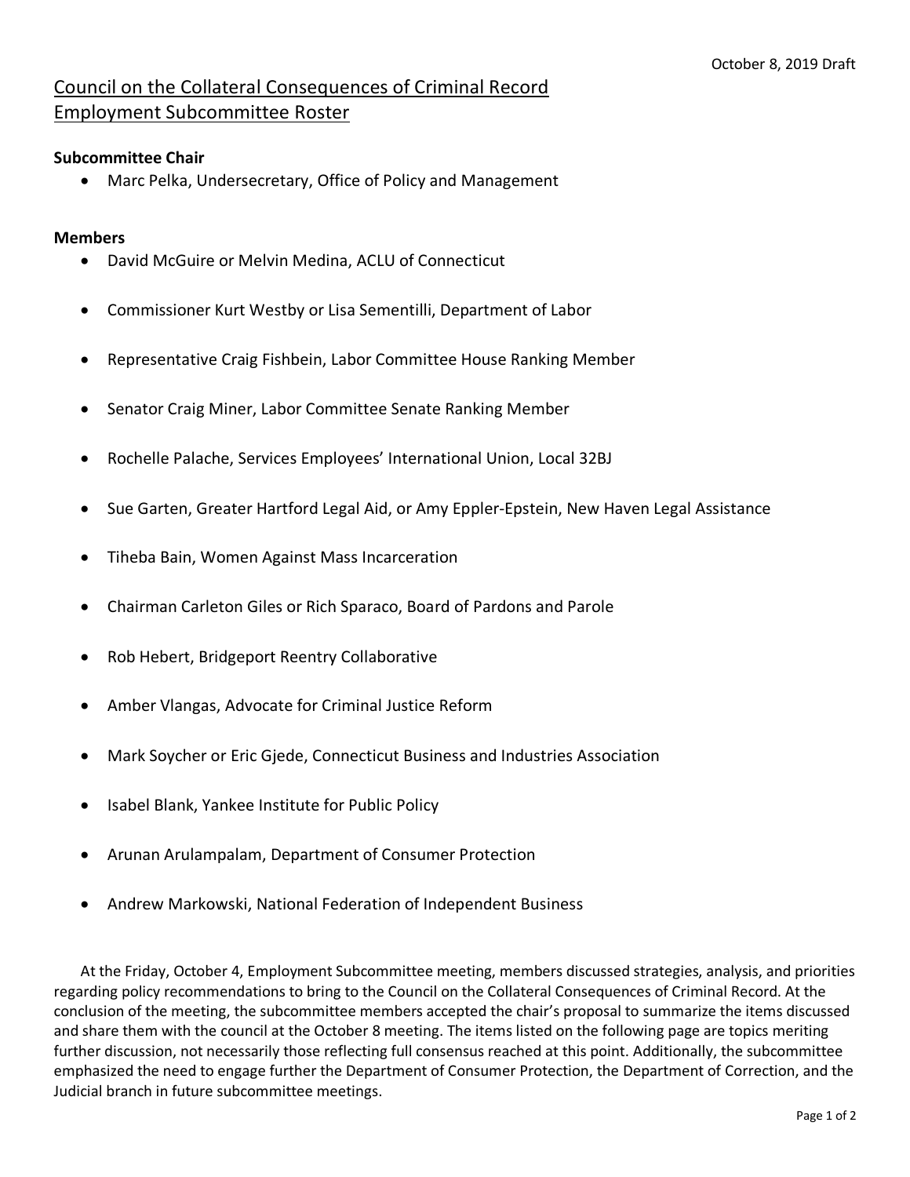October 8, 2019 Draft

# Council on the Collateral Consequences of Criminal Record
# Employment Subcommittee Roster

**Subcommittee Chair**

- Marc Pelka, Undersecretary, Office of Policy and Management

**Members**

- David McGuire or Melvin Medina, ACLU of Connecticut
- Commissioner Kurt Westby or Lisa Sementilli, Department of Labor
- Representative Craig Fishbein, Labor Committee House Ranking Member
- Senator Craig Miner, Labor Committee Senate Ranking Member
- Rochelle Palache, Services Employees' International Union, Local 32BJ
- Sue Garten, Greater Hartford Legal Aid, or Amy Eppler-Epstein, New Haven Legal Assistance
- Tiheba Bain, Women Against Mass Incarceration
- Chairman Carleton Giles or Rich Sparaco, Board of Pardons and Parole
- Rob Hebert, Bridgeport Reentry Collaborative
- Amber Vlangas, Advocate for Criminal Justice Reform
- Mark Soycher or Eric Gjede, Connecticut Business and Industries Association
- Isabel Blank, Yankee Institute for Public Policy
- Arunan Arulampalam, Department of Consumer Protection
- Andrew Markowski, National Federation of Independent Business

At the Friday, October 4, Employment Subcommittee meeting, members discussed strategies, analysis, and priorities regarding policy recommendations to bring to the Council on the Collateral Consequences of Criminal Record. At the conclusion of the meeting, the subcommittee members accepted the chair's proposal to summarize the items discussed and share them with the council at the October 8 meeting. The items listed on the following page are topics meriting further discussion, not necessarily those reflecting full consensus reached at this point. Additionally, the subcommittee emphasized the need to engage further the Department of Consumer Protection, the Department of Correction, and the Judicial branch in future subcommittee meetings.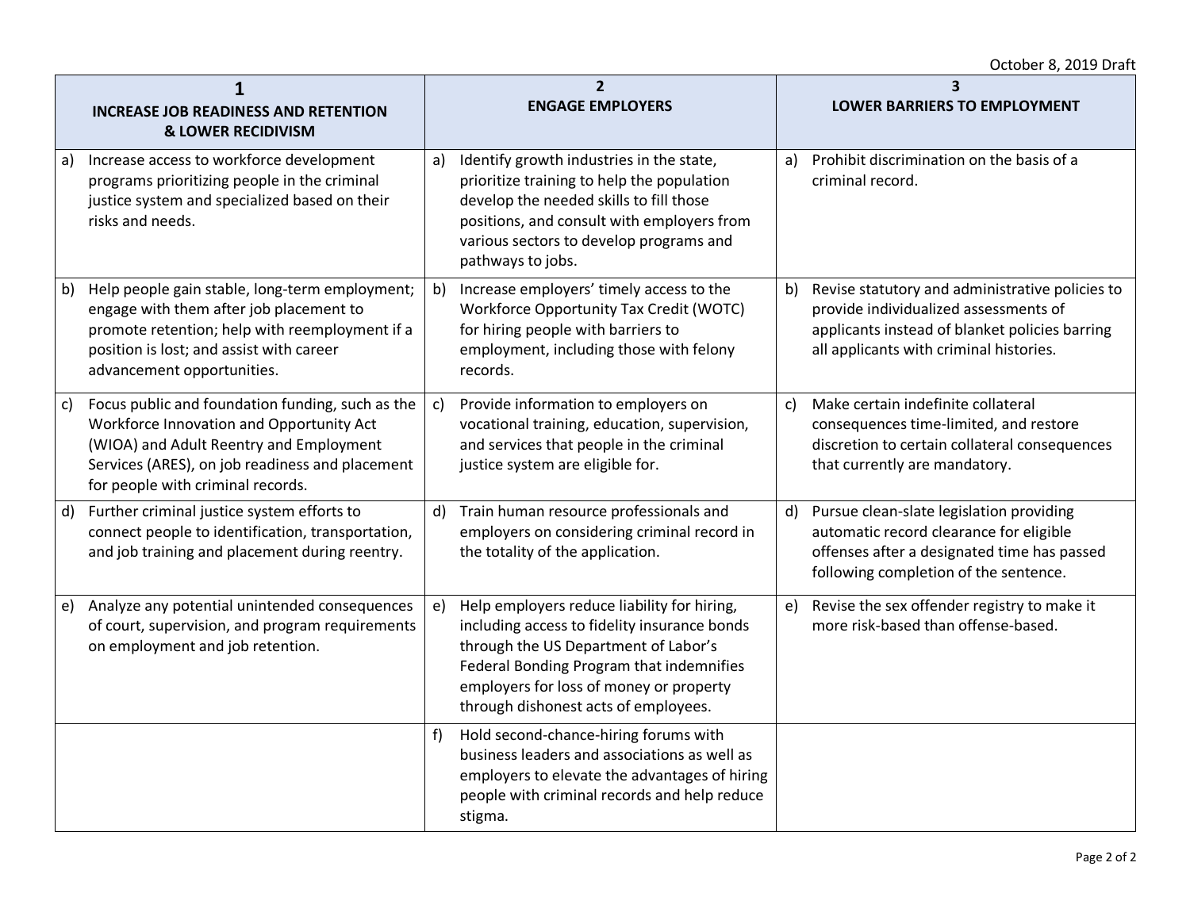October 8, 2019 Draft

| 1<br>INCREASE JOB READINESS AND RETENTION & LOWER RECIDIVISM | 2<br>ENGAGE EMPLOYERS | 3<br>LOWER BARRIERS TO EMPLOYMENT |
|---|---|---|
| a) Increase access to workforce development programs prioritizing people in the criminal justice system and specialized based on their risks and needs. | a) Identify growth industries in the state, prioritize training to help the population develop the needed skills to fill those positions, and consult with employers from various sectors to develop programs and pathways to jobs. | a) Prohibit discrimination on the basis of a criminal record. |
| b) Help people gain stable, long-term employment; engage with them after job placement to promote retention; help with reemployment if a position is lost; and assist with career advancement opportunities. | b) Increase employers' timely access to the Workforce Opportunity Tax Credit (WOTC) for hiring people with barriers to employment, including those with felony records. | b) Revise statutory and administrative policies to provide individualized assessments of applicants instead of blanket policies barring all applicants with criminal histories. |
| c) Focus public and foundation funding, such as the Workforce Innovation and Opportunity Act (WIOA) and Adult Reentry and Employment Services (ARES), on job readiness and placement for people with criminal records. | c) Provide information to employers on vocational training, education, supervision, and services that people in the criminal justice system are eligible for. | c) Make certain indefinite collateral consequences time-limited, and restore discretion to certain collateral consequences that currently are mandatory. |
| d) Further criminal justice system efforts to connect people to identification, transportation, and job training and placement during reentry. | d) Train human resource professionals and employers on considering criminal record in the totality of the application. | d) Pursue clean-slate legislation providing automatic record clearance for eligible offenses after a designated time has passed following completion of the sentence. |
| e) Analyze any potential unintended consequences of court, supervision, and program requirements on employment and job retention. | e) Help employers reduce liability for hiring, including access to fidelity insurance bonds through the US Department of Labor's Federal Bonding Program that indemnifies employers for loss of money or property through dishonest acts of employees. | e) Revise the sex offender registry to make it more risk-based than offense-based. |
| | f) Hold second-chance-hiring forums with business leaders and associations as well as employers to elevate the advantages of hiring people with criminal records and help reduce stigma. | |